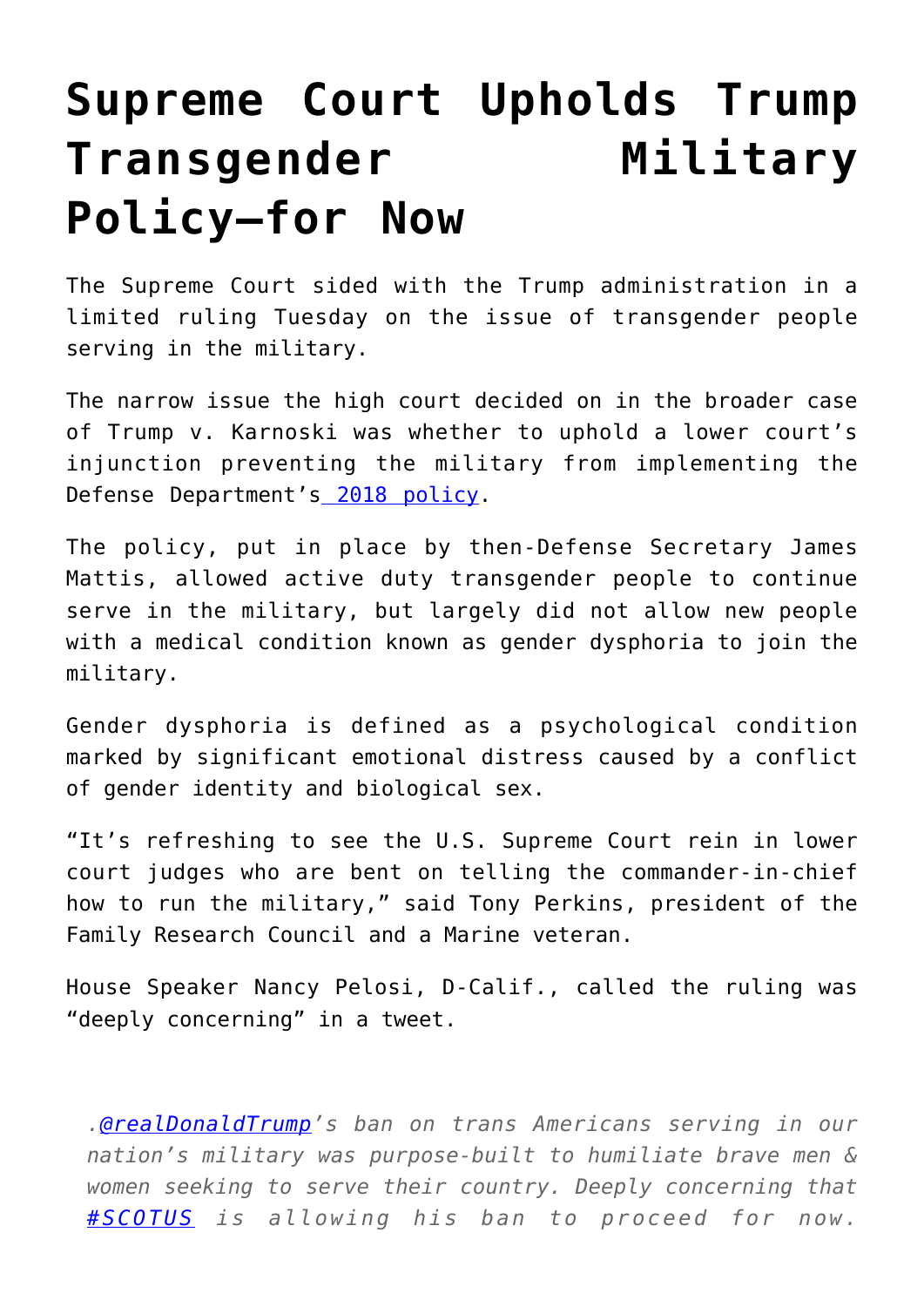# Supreme Court Upholds Trump Transgender Military Policy—for Now

The Supreme Court sided with the Trump administration in a limited ruling Tuesday on the issue of transgender people serving in the military.

The narrow issue the high court decided on in the broader case of Trump v. Karnoski was whether to uphold a lower court's injunction preventing the military from implementing the Defense Department's [2018 policy](#).

The policy, put in place by then-Defense Secretary James Mattis, allowed active duty transgender people to continue serve in the military, but largely did not allow new people with a medical condition known as gender dysphoria to join the military.

Gender dysphoria is defined as a psychological condition marked by significant emotional distress caused by a conflict of gender identity and biological sex.

"It's refreshing to see the U.S. Supreme Court rein in lower court judges who are bent on telling the commander-in-chief how to run the military," said Tony Perkins, president of the Family Research Council and a Marine veteran.

House Speaker Nancy Pelosi, D-Calif., called the ruling was "deeply concerning" in a tweet.

> *.[@realDonaldTrump](#)'s ban on trans Americans serving in our nation's military was purpose-built to humiliate brave men & women seeking to serve their country. Deeply concerning that [#SCOTUS](#) is allowing his ban to proceed for now.*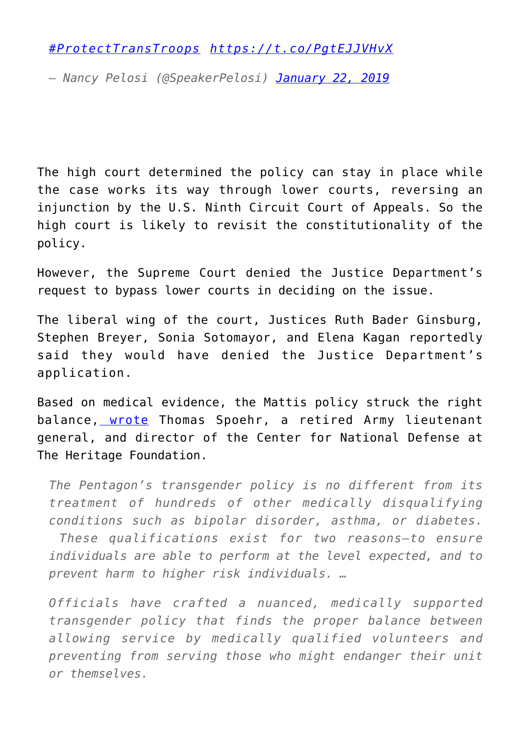[#ProtectTransTroops](#) [https://t.co/PgtEJJVHvX](https://t.co/PgtEJJVHvX)

— *Nancy Pelosi (@SpeakerPelosi)* [January 22, 2019](#)

The high court determined the policy can stay in place while the case works its way through lower courts, reversing an injunction by the U.S. Ninth Circuit Court of Appeals. So the high court is likely to revisit the constitutionality of the policy.

However, the Supreme Court denied the Justice Department's request to bypass lower courts in deciding on the issue.

The liberal wing of the court, Justices Ruth Bader Ginsburg, Stephen Breyer, Sonia Sotomayor, and Elena Kagan reportedly said they would have denied the Justice Department's application.

Based on medical evidence, the Mattis policy struck the right balance, [wrote](#) Thomas Spoehr, a retired Army lieutenant general, and director of the Center for National Defense at The Heritage Foundation.

> *The Pentagon's transgender policy is no different from its treatment of hundreds of other medically disqualifying conditions such as bipolar disorder, asthma, or diabetes. These qualifications exist for two reasons—to ensure individuals are able to perform at the level expected, and to prevent harm to higher risk individuals. …*
>
> *Officials have crafted a nuanced, medically supported transgender policy that finds the proper balance between allowing service by medically qualified volunteers and preventing from serving those who might endanger their unit or themselves.*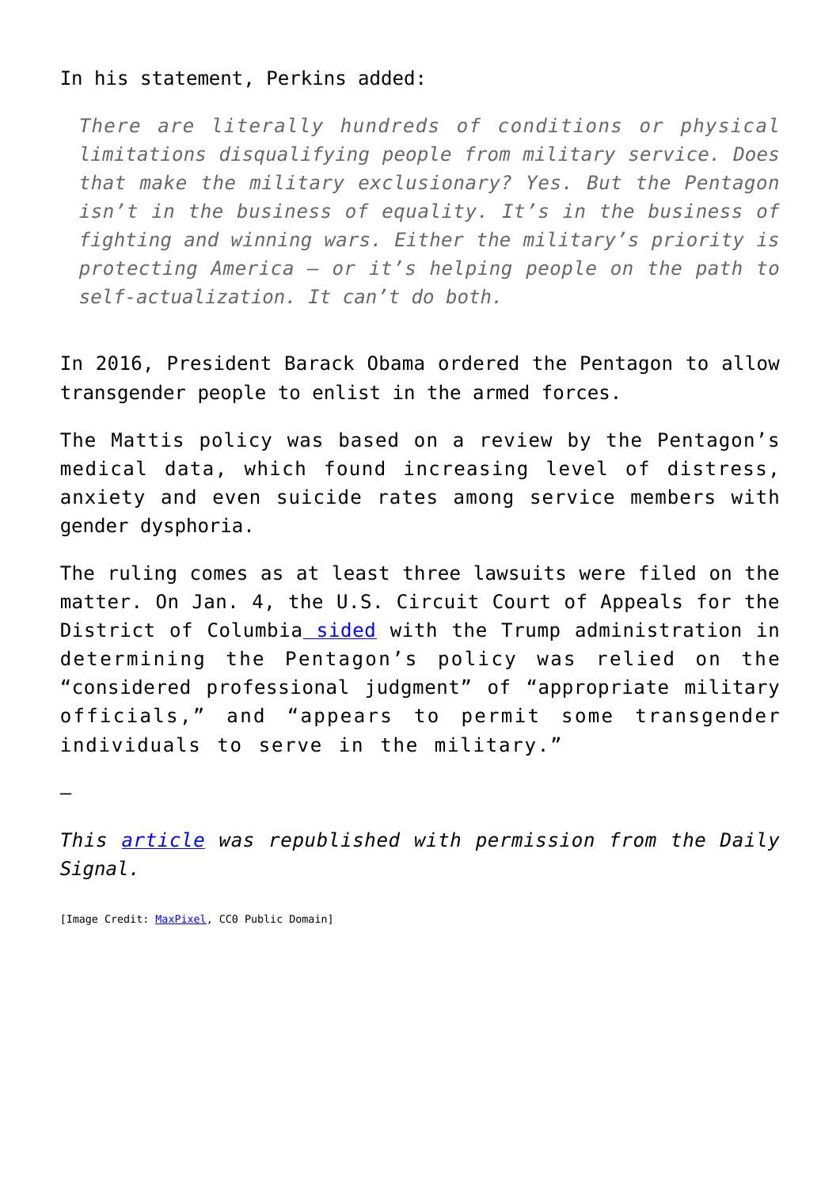In his statement, Perkins added:

> *There are literally hundreds of conditions or physical limitations disqualifying people from military service. Does that make the military exclusionary? Yes. But the Pentagon isn't in the business of equality. It's in the business of fighting and winning wars. Either the military's priority is protecting America – or it's helping people on the path to self-actualization. It can't do both.*

In 2016, President Barack Obama ordered the Pentagon to allow transgender people to enlist in the armed forces.

The Mattis policy was based on a review by the Pentagon's medical data, which found increasing level of distress, anxiety and even suicide rates among service members with gender dysphoria.

The ruling comes as at least three lawsuits were filed on the matter. On Jan. 4, the U.S. Circuit Court of Appeals for the District of Columbia sided with the Trump administration in determining the Pentagon's policy was relied on the "considered professional judgment" of "appropriate military officials," and "appears to permit some transgender individuals to serve in the military."

—

*This article was republished with permission from the Daily Signal.*

[Image Credit: MaxPixel, CC0 Public Domain]